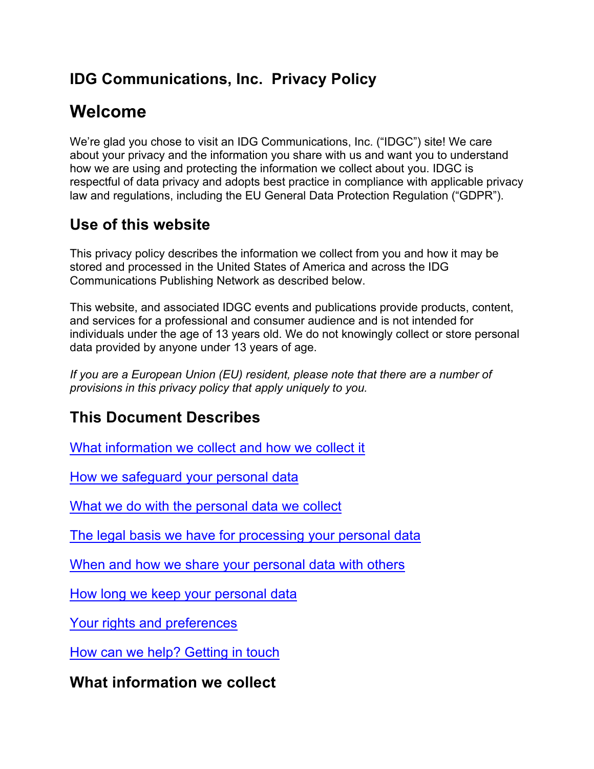# IDG Communications, Inc. Privacy Policy

# Welcome

We're glad you chose to visit an IDG Communications, Inc. ("IDGC") site! We care about your privacy and the information you share with us and want you to understand how we are using and protecting the information we collect about you. IDGC is respectful of data privacy and adopts best practice in compliance with applicable privacy law and regulations, including the EU General Data Protection Regulation ("GDPR").

## Use of this website

This privacy policy describes the information we collect from you and how it may be stored and processed in the United States of America and across the IDG Communications Publishing Network as described below.

This website, and associated IDGC events and publications provide products, content, and services for a professional and consumer audience and is not intended for individuals under the age of 13 years old. We do not knowingly collect or store personal data provided by anyone under 13 years of age.

*If you are a European Union (EU) resident, please note that there are a number of provisions in this privacy policy that apply uniquely to you.*

## This Document Describes

What information we collect and how we collect it

How we safeguard your personal data

What we do with the personal data we collect

The legal basis we have for processing your personal data

When and how we share your personal data with others

How long we keep your personal data

Your rights and preferences

How can we help? Getting in touch

## What information we collect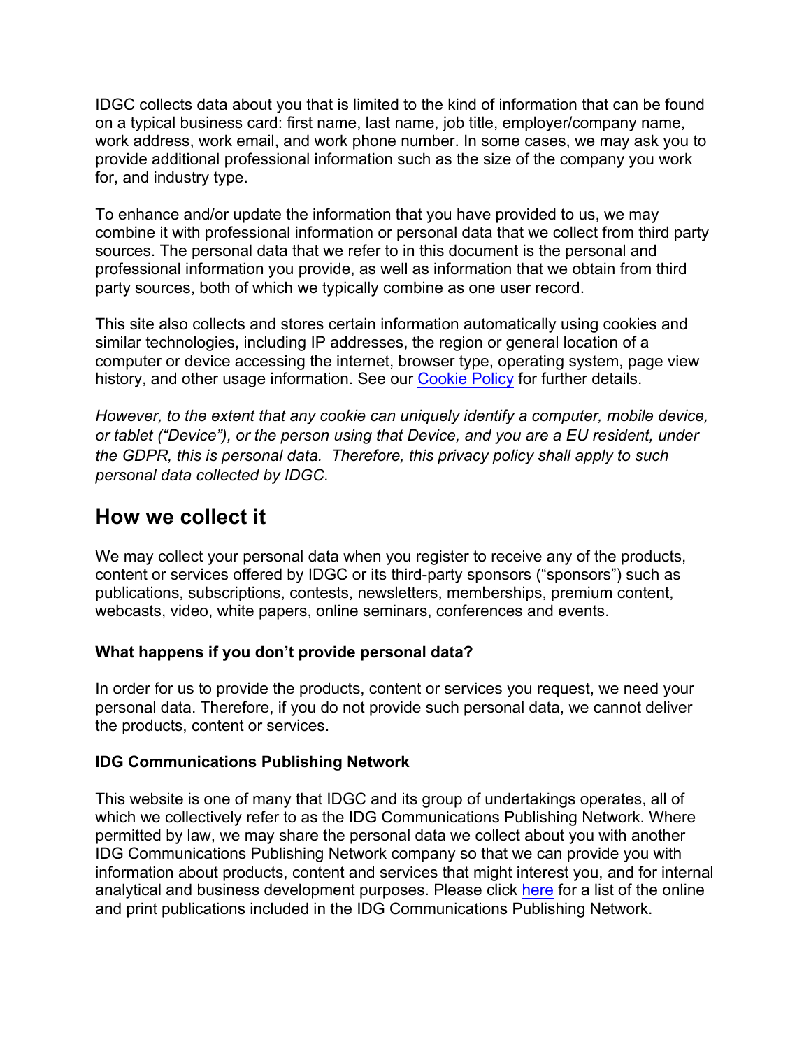IDGC collects data about you that is limited to the kind of information that can be found on a typical business card: first name, last name, job title, employer/company name, work address, work email, and work phone number. In some cases, we may ask you to provide additional professional information such as the size of the company you work for, and industry type.

To enhance and/or update the information that you have provided to us, we may combine it with professional information or personal data that we collect from third party sources. The personal data that we refer to in this document is the personal and professional information you provide, as well as information that we obtain from third party sources, both of which we typically combine as one user record.

This site also collects and stores certain information automatically using cookies and similar technologies, including IP addresses, the region or general location of a computer or device accessing the internet, browser type, operating system, page view history, and other usage information. See our [Cookie Policy]() for further details.

*However, to the extent that any cookie can uniquely identify a computer, mobile device, or tablet ("Device"), or the person using that Device, and you are a EU resident, under the GDPR, this is personal data. Therefore, this privacy policy shall apply to such personal data collected by IDGC.*

## How we collect it

We may collect your personal data when you register to receive any of the products, content or services offered by IDGC or its third-party sponsors ("sponsors") such as publications, subscriptions, contests, newsletters, memberships, premium content, webcasts, video, white papers, online seminars, conferences and events.

**What happens if you don't provide personal data?**

In order for us to provide the products, content or services you request, we need your personal data. Therefore, if you do not provide such personal data, we cannot deliver the products, content or services.

**IDG Communications Publishing Network**

This website is one of many that IDGC and its group of undertakings operates, all of which we collectively refer to as the IDG Communications Publishing Network. Where permitted by law, we may share the personal data we collect about you with another IDG Communications Publishing Network company so that we can provide you with information about products, content and services that might interest you, and for internal analytical and business development purposes. Please click [here]() for a list of the online and print publications included in the IDG Communications Publishing Network.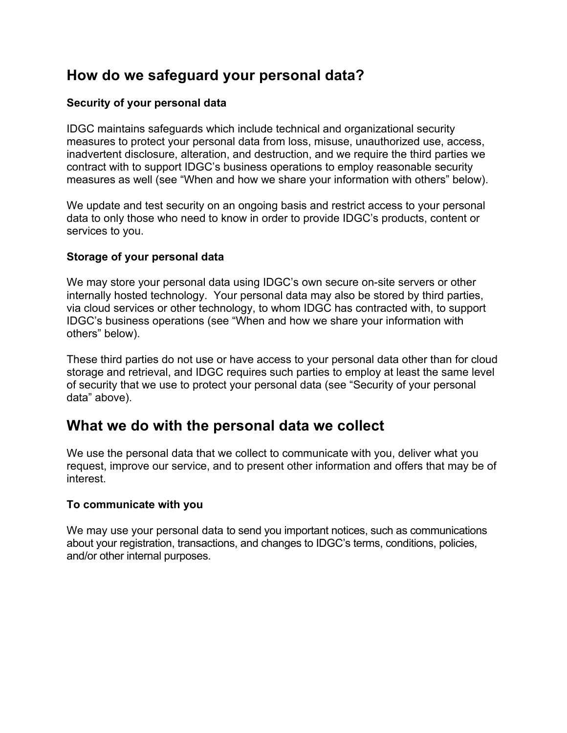## How do we safeguard your personal data?

### Security of your personal data

IDGC maintains safeguards which include technical and organizational security measures to protect your personal data from loss, misuse, unauthorized use, access, inadvertent disclosure, alteration, and destruction, and we require the third parties we contract with to support IDGC's business operations to employ reasonable security measures as well (see "When and how we share your information with others" below).

We update and test security on an ongoing basis and restrict access to your personal data to only those who need to know in order to provide IDGC's products, content or services to you.

### Storage of your personal data

We may store your personal data using IDGC's own secure on-site servers or other internally hosted technology. Your personal data may also be stored by third parties, via cloud services or other technology, to whom IDGC has contracted with, to support IDGC's business operations (see "When and how we share your information with others" below).

These third parties do not use or have access to your personal data other than for cloud storage and retrieval, and IDGC requires such parties to employ at least the same level of security that we use to protect your personal data (see "Security of your personal data" above).

## What we do with the personal data we collect

We use the personal data that we collect to communicate with you, deliver what you request, improve our service, and to present other information and offers that may be of interest.

### To communicate with you

We may use your personal data to send you important notices, such as communications about your registration, transactions, and changes to IDGC's terms, conditions, policies, and/or other internal purposes.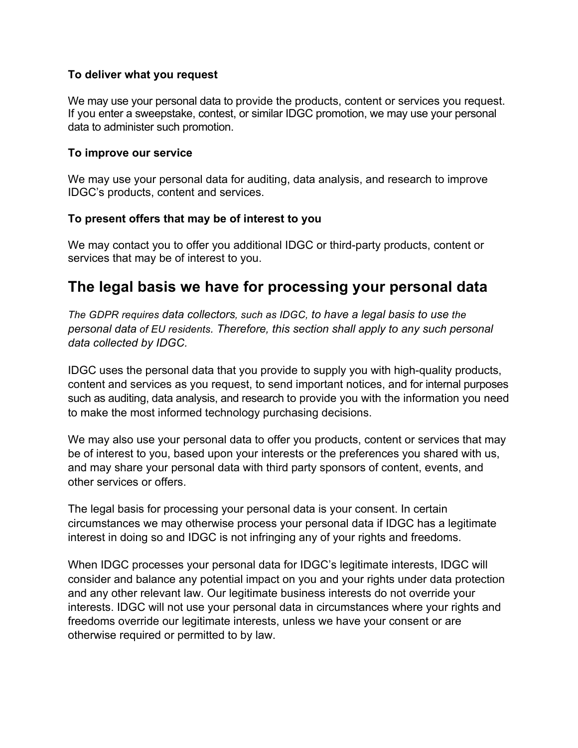#### To deliver what you request

We may use your personal data to provide the products, content or services you request. If you enter a sweepstake, contest, or similar IDGC promotion, we may use your personal data to administer such promotion.

#### To improve our service

We may use your personal data for auditing, data analysis, and research to improve IDGC's products, content and services.

#### To present offers that may be of interest to you

We may contact you to offer you additional IDGC or third-party products, content or services that may be of interest to you.

## The legal basis we have for processing your personal data

*The GDPR requires data collectors, such as IDGC, to have a legal basis to use the personal data of EU residents. Therefore, this section shall apply to any such personal data collected by IDGC.*

IDGC uses the personal data that you provide to supply you with high-quality products, content and services as you request, to send important notices, and for internal purposes such as auditing, data analysis, and research to provide you with the information you need to make the most informed technology purchasing decisions.

We may also use your personal data to offer you products, content or services that may be of interest to you, based upon your interests or the preferences you shared with us, and may share your personal data with third party sponsors of content, events, and other services or offers.

The legal basis for processing your personal data is your consent. In certain circumstances we may otherwise process your personal data if IDGC has a legitimate interest in doing so and IDGC is not infringing any of your rights and freedoms.

When IDGC processes your personal data for IDGC's legitimate interests, IDGC will consider and balance any potential impact on you and your rights under data protection and any other relevant law. Our legitimate business interests do not override your interests. IDGC will not use your personal data in circumstances where your rights and freedoms override our legitimate interests, unless we have your consent or are otherwise required or permitted to by law.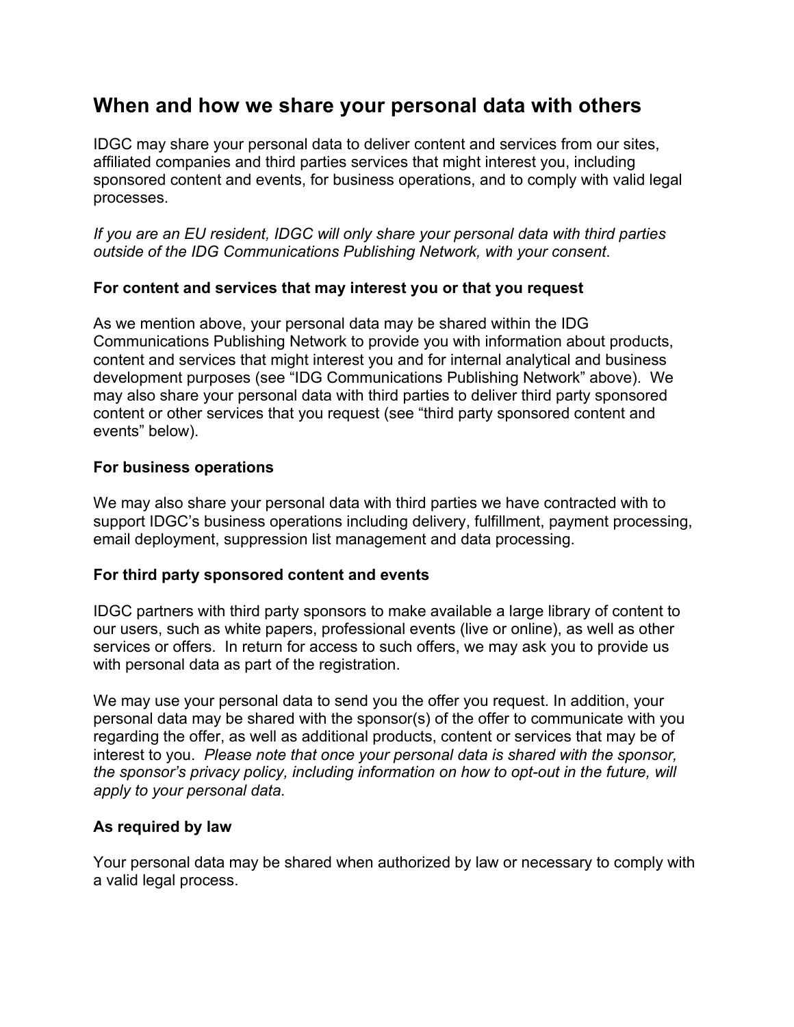## When and how we share your personal data with others

IDGC may share your personal data to deliver content and services from our sites, affiliated companies and third parties services that might interest you, including sponsored content and events, for business operations, and to comply with valid legal processes.

*If you are an EU resident, IDGC will only share your personal data with third parties outside of the IDG Communications Publishing Network, with your consent*.

### For content and services that may interest you or that you request

As we mention above, your personal data may be shared within the IDG Communications Publishing Network to provide you with information about products, content and services that might interest you and for internal analytical and business development purposes (see "IDG Communications Publishing Network" above). We may also share your personal data with third parties to deliver third party sponsored content or other services that you request (see "third party sponsored content and events" below).

### For business operations

We may also share your personal data with third parties we have contracted with to support IDGC's business operations including delivery, fulfillment, payment processing, email deployment, suppression list management and data processing.

### For third party sponsored content and events

IDGC partners with third party sponsors to make available a large library of content to our users, such as white papers, professional events (live or online), as well as other services or offers. In return for access to such offers, we may ask you to provide us with personal data as part of the registration.

We may use your personal data to send you the offer you request. In addition, your personal data may be shared with the sponsor(s) of the offer to communicate with you regarding the offer, as well as additional products, content or services that may be of interest to you. *Please note that once your personal data is shared with the sponsor, the sponsor's privacy policy, including information on how to opt-out in the future, will apply to your personal data.*

### As required by law

Your personal data may be shared when authorized by law or necessary to comply with a valid legal process.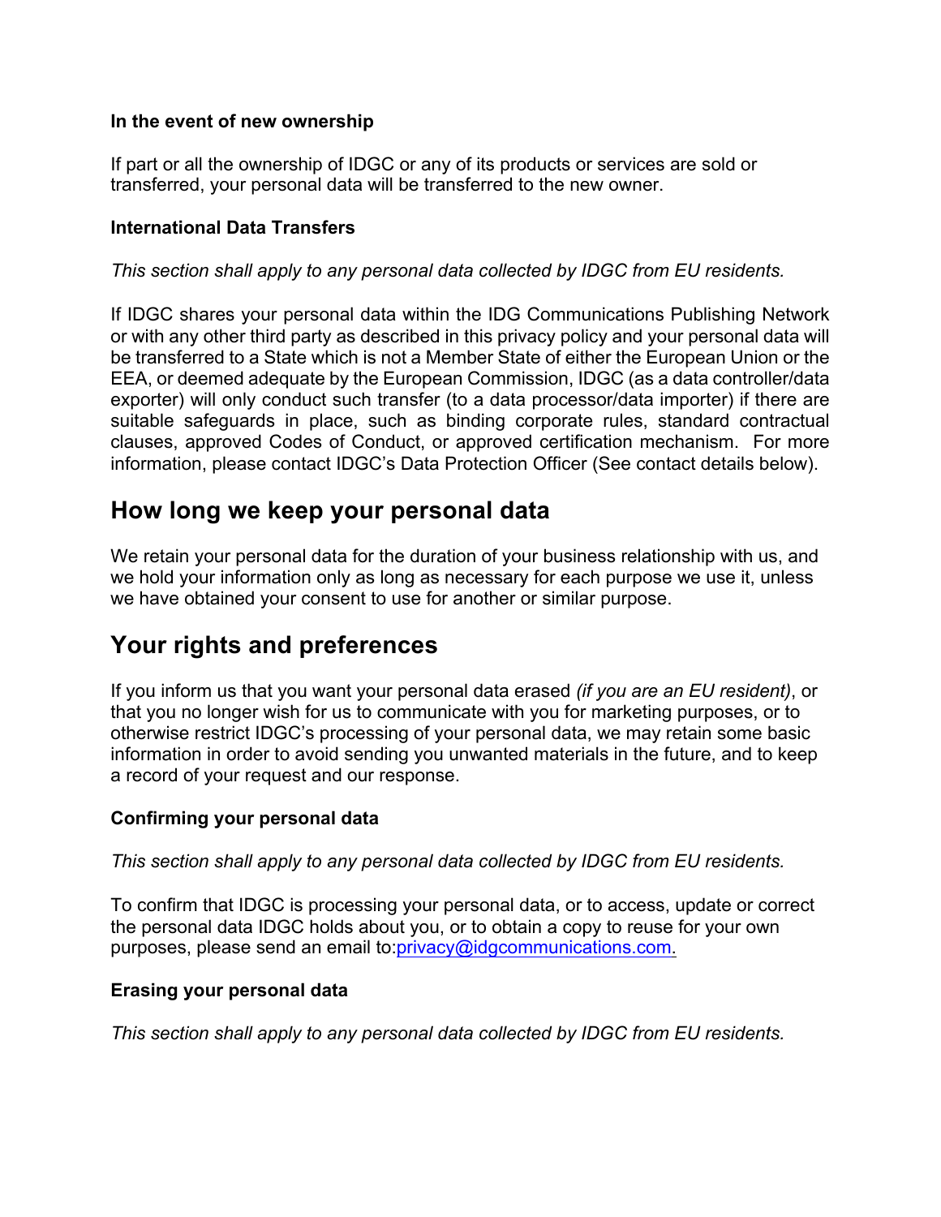**In the event of new ownership**

If part or all the ownership of IDGC or any of its products or services are sold or transferred, your personal data will be transferred to the new owner.

**International Data Transfers**

*This section shall apply to any personal data collected by IDGC from EU residents.*

If IDGC shares your personal data within the IDG Communications Publishing Network or with any other third party as described in this privacy policy and your personal data will be transferred to a State which is not a Member State of either the European Union or the EEA, or deemed adequate by the European Commission, IDGC (as a data controller/data exporter) will only conduct such transfer (to a data processor/data importer) if there are suitable safeguards in place, such as binding corporate rules, standard contractual clauses, approved Codes of Conduct, or approved certification mechanism. For more information, please contact IDGC's Data Protection Officer (See contact details below).

## How long we keep your personal data

We retain your personal data for the duration of your business relationship with us, and we hold your information only as long as necessary for each purpose we use it, unless we have obtained your consent to use for another or similar purpose.

## Your rights and preferences

If you inform us that you want your personal data erased *(if you are an EU resident)*, or that you no longer wish for us to communicate with you for marketing purposes, or to otherwise restrict IDGC's processing of your personal data, we may retain some basic information in order to avoid sending you unwanted materials in the future, and to keep a record of your request and our response.

**Confirming your personal data**

*This section shall apply to any personal data collected by IDGC from EU residents.*

To confirm that IDGC is processing your personal data, or to access, update or correct the personal data IDGC holds about you, or to obtain a copy to reuse for your own purposes, please send an email to:privacy@idgcommunications.com.

**Erasing your personal data**

*This section shall apply to any personal data collected by IDGC from EU residents.*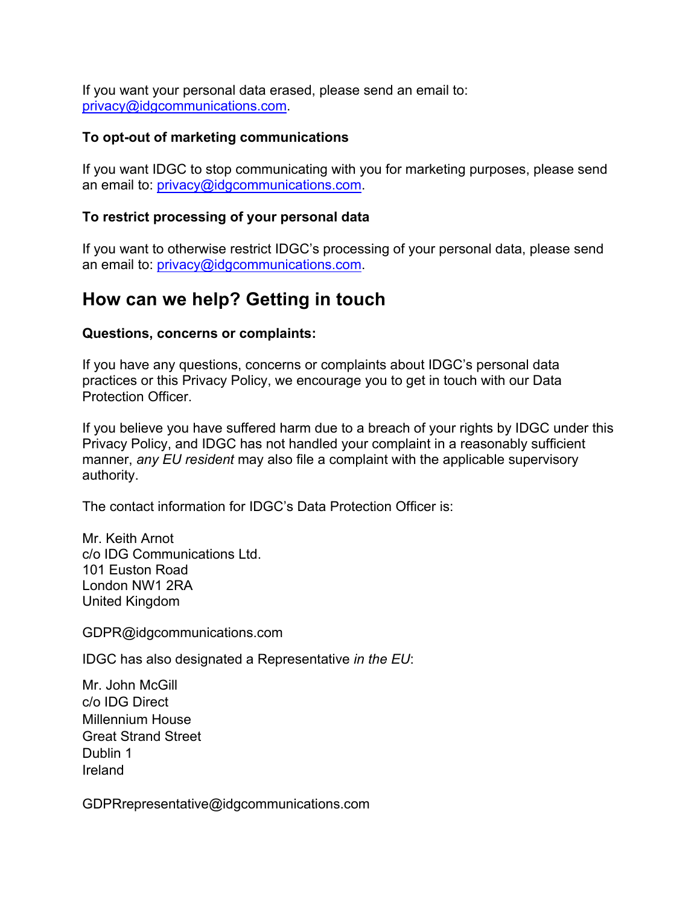If you want your personal data erased, please send an email to: [privacy@idgcommunications.com](mailto:privacy@idgcommunications.com).

**To opt-out of marketing communications**

If you want IDGC to stop communicating with you for marketing purposes, please send an email to: [privacy@idgcommunications.com](mailto:privacy@idgcommunications.com).

**To restrict processing of your personal data**

If you want to otherwise restrict IDGC's processing of your personal data, please send an email to: [privacy@idgcommunications.com](mailto:privacy@idgcommunications.com).

## How can we help? Getting in touch

**Questions, concerns or complaints:**

If you have any questions, concerns or complaints about IDGC's personal data practices or this Privacy Policy, we encourage you to get in touch with our Data Protection Officer.

If you believe you have suffered harm due to a breach of your rights by IDGC under this Privacy Policy, and IDGC has not handled your complaint in a reasonably sufficient manner, *any EU resident* may also file a complaint with the applicable supervisory authority.

The contact information for IDGC's Data Protection Officer is:

Mr. Keith Arnot
c/o IDG Communications Ltd.
101 Euston Road
London NW1 2RA
United Kingdom

GDPR@idgcommunications.com

IDGC has also designated a Representative *in the EU*:

Mr. John McGill
c/o IDG Direct
Millennium House
Great Strand Street
Dublin 1
Ireland

GDPRrepresentative@idgcommunications.com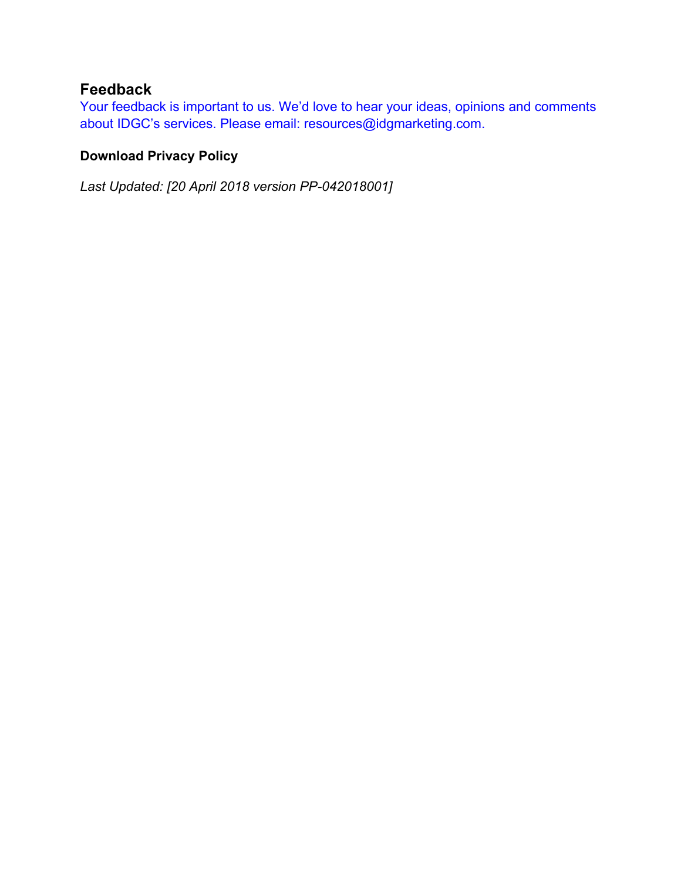## Feedback

Your feedback is important to us. We'd love to hear your ideas, opinions and comments about IDGC's services. Please email: resources@idgmarketing.com.

**Download Privacy Policy**

*Last Updated: [20 April 2018 version PP-042018001]*